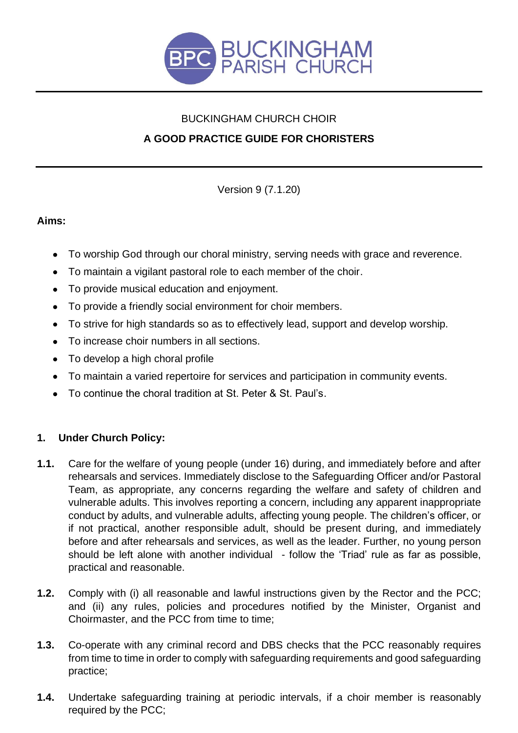BUCKINGHAM PARISH CHURCH

BUCKINGHAM CHURCH CHOIR

# A GOOD PRACTICE GUIDE FOR CHORISTERS

Version 9 (7.1.20)

**Aims:**

- To worship God through our choral ministry, serving needs with grace and reverence.
- To maintain a vigilant pastoral role to each member of the choir.
- To provide musical education and enjoyment.
- To provide a friendly social environment for choir members.
- To strive for high standards so as to effectively lead, support and develop worship.
- To increase choir numbers in all sections.
- To develop a high choral profile
- To maintain a varied repertoire for services and participation in community events.
- To continue the choral tradition at St. Peter & St. Paul's.

## 1. Under Church Policy:

**1.1.** Care for the welfare of young people (under 16) during, and immediately before and after rehearsals and services. Immediately disclose to the Safeguarding Officer and/or Pastoral Team, as appropriate, any concerns regarding the welfare and safety of children and vulnerable adults. This involves reporting a concern, including any apparent inappropriate conduct by adults, and vulnerable adults, affecting young people. The children's officer, or if not practical, another responsible adult, should be present during, and immediately before and after rehearsals and services, as well as the leader. Further, no young person should be left alone with another individual - follow the 'Triad' rule as far as possible, practical and reasonable.

**1.2.** Comply with (i) all reasonable and lawful instructions given by the Rector and the PCC; and (ii) any rules, policies and procedures notified by the Minister, Organist and Choirmaster, and the PCC from time to time;

**1.3.** Co-operate with any criminal record and DBS checks that the PCC reasonably requires from time to time in order to comply with safeguarding requirements and good safeguarding practice;

**1.4.** Undertake safeguarding training at periodic intervals, if a choir member is reasonably required by the PCC;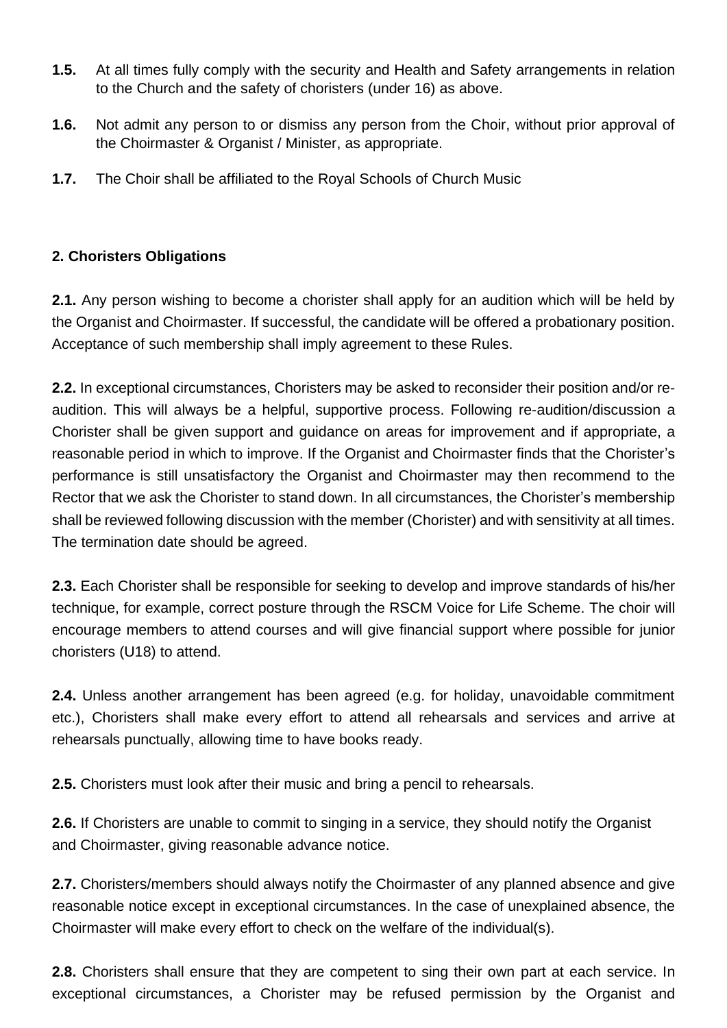**1.5.** At all times fully comply with the security and Health and Safety arrangements in relation to the Church and the safety of choristers (under 16) as above.

**1.6.** Not admit any person to or dismiss any person from the Choir, without prior approval of the Choirmaster & Organist / Minister, as appropriate.

**1.7.** The Choir shall be affiliated to the Royal Schools of Church Music

**2. Choristers Obligations**

**2.1.** Any person wishing to become a chorister shall apply for an audition which will be held by the Organist and Choirmaster. If successful, the candidate will be offered a probationary position. Acceptance of such membership shall imply agreement to these Rules.

**2.2.** In exceptional circumstances, Choristers may be asked to reconsider their position and/or re-audition. This will always be a helpful, supportive process. Following re-audition/discussion a Chorister shall be given support and guidance on areas for improvement and if appropriate, a reasonable period in which to improve. If the Organist and Choirmaster finds that the Chorister's performance is still unsatisfactory the Organist and Choirmaster may then recommend to the Rector that we ask the Chorister to stand down. In all circumstances, the Chorister's membership shall be reviewed following discussion with the member (Chorister) and with sensitivity at all times. The termination date should be agreed.

**2.3.** Each Chorister shall be responsible for seeking to develop and improve standards of his/her technique, for example, correct posture through the RSCM Voice for Life Scheme. The choir will encourage members to attend courses and will give financial support where possible for junior choristers (U18) to attend.

**2.4.** Unless another arrangement has been agreed (e.g. for holiday, unavoidable commitment etc.), Choristers shall make every effort to attend all rehearsals and services and arrive at rehearsals punctually, allowing time to have books ready.

**2.5.** Choristers must look after their music and bring a pencil to rehearsals.

**2.6.** If Choristers are unable to commit to singing in a service, they should notify the Organist and Choirmaster, giving reasonable advance notice.

**2.7.** Choristers/members should always notify the Choirmaster of any planned absence and give reasonable notice except in exceptional circumstances. In the case of unexplained absence, the Choirmaster will make every effort to check on the welfare of the individual(s).

**2.8.** Choristers shall ensure that they are competent to sing their own part at each service. In exceptional circumstances, a Chorister may be refused permission by the Organist and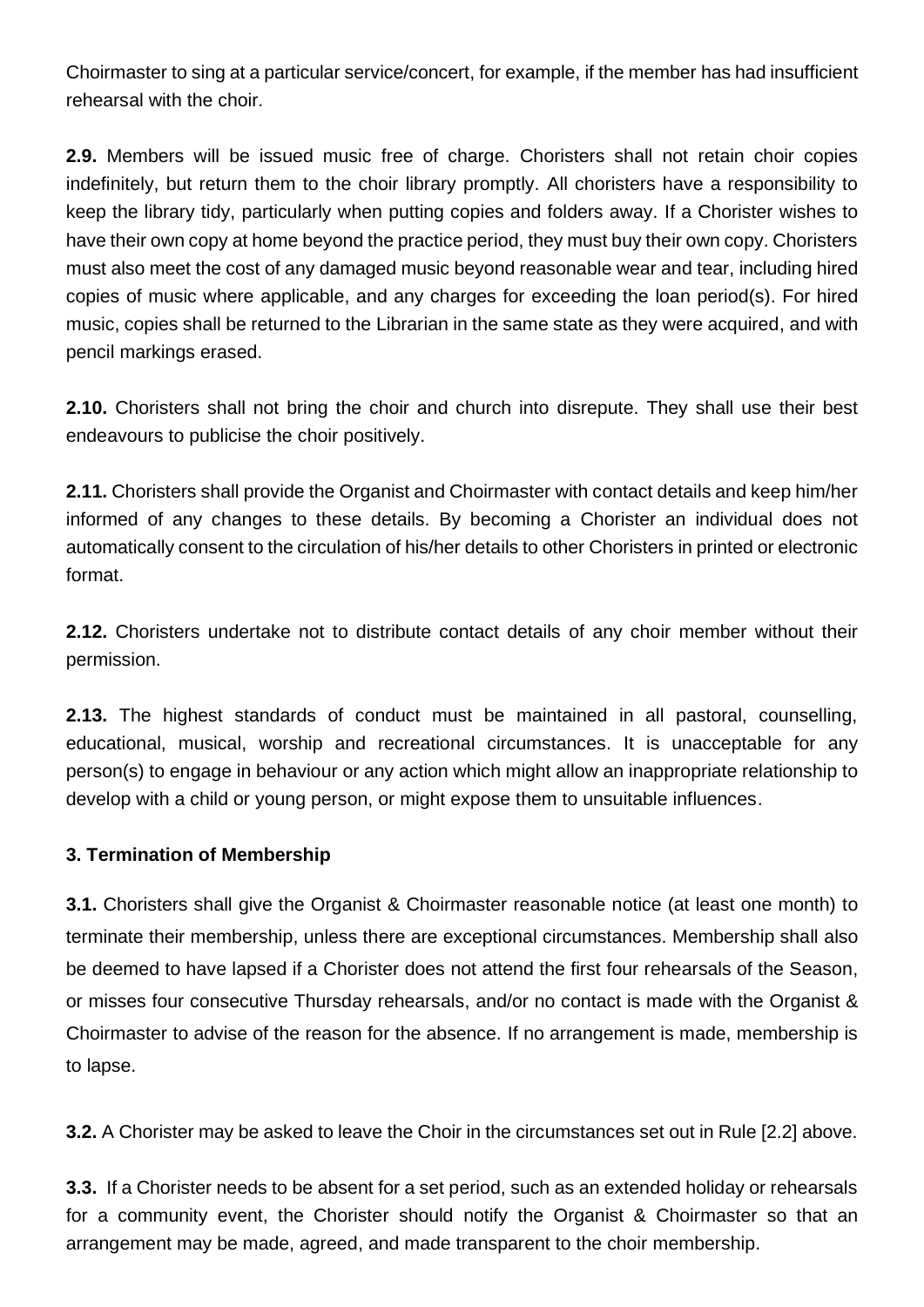Choirmaster to sing at a particular service/concert, for example, if the member has had insufficient rehearsal with the choir.

**2.9.** Members will be issued music free of charge. Choristers shall not retain choir copies indefinitely, but return them to the choir library promptly. All choristers have a responsibility to keep the library tidy, particularly when putting copies and folders away. If a Chorister wishes to have their own copy at home beyond the practice period, they must buy their own copy. Choristers must also meet the cost of any damaged music beyond reasonable wear and tear, including hired copies of music where applicable, and any charges for exceeding the loan period(s). For hired music, copies shall be returned to the Librarian in the same state as they were acquired, and with pencil markings erased.

**2.10.** Choristers shall not bring the choir and church into disrepute. They shall use their best endeavours to publicise the choir positively.

**2.11.** Choristers shall provide the Organist and Choirmaster with contact details and keep him/her informed of any changes to these details. By becoming a Chorister an individual does not automatically consent to the circulation of his/her details to other Choristers in printed or electronic format.

**2.12.** Choristers undertake not to distribute contact details of any choir member without their permission.

**2.13.** The highest standards of conduct must be maintained in all pastoral, counselling, educational, musical, worship and recreational circumstances. It is unacceptable for any person(s) to engage in behaviour or any action which might allow an inappropriate relationship to develop with a child or young person, or might expose them to unsuitable influences.

**3. Termination of Membership**

**3.1.** Choristers shall give the Organist & Choirmaster reasonable notice (at least one month) to terminate their membership, unless there are exceptional circumstances. Membership shall also be deemed to have lapsed if a Chorister does not attend the first four rehearsals of the Season, or misses four consecutive Thursday rehearsals, and/or no contact is made with the Organist & Choirmaster to advise of the reason for the absence. If no arrangement is made, membership is to lapse.

**3.2.** A Chorister may be asked to leave the Choir in the circumstances set out in Rule [2.2] above.

**3.3.** If a Chorister needs to be absent for a set period, such as an extended holiday or rehearsals for a community event, the Chorister should notify the Organist & Choirmaster so that an arrangement may be made, agreed, and made transparent to the choir membership.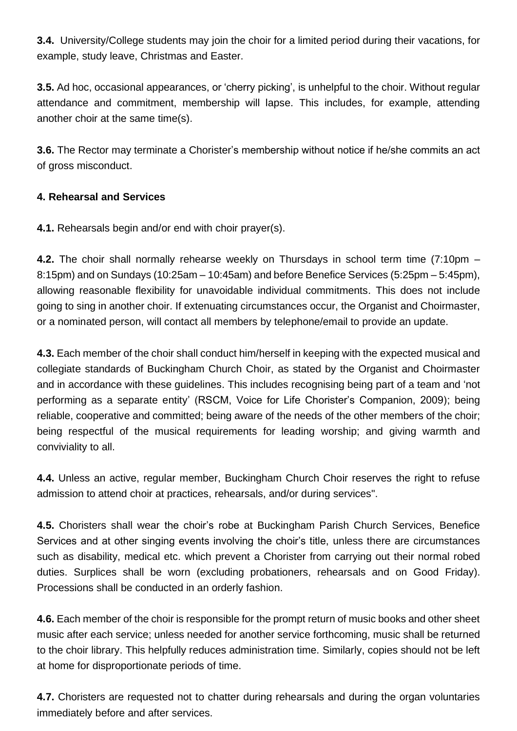**3.4.** University/College students may join the choir for a limited period during their vacations, for example, study leave, Christmas and Easter.

**3.5.** Ad hoc, occasional appearances, or 'cherry picking', is unhelpful to the choir. Without regular attendance and commitment, membership will lapse. This includes, for example, attending another choir at the same time(s).

**3.6.** The Rector may terminate a Chorister's membership without notice if he/she commits an act of gross misconduct.

**4. Rehearsal and Services**

**4.1.** Rehearsals begin and/or end with choir prayer(s).

**4.2.** The choir shall normally rehearse weekly on Thursdays in school term time (7:10pm – 8:15pm) and on Sundays (10:25am – 10:45am) and before Benefice Services (5:25pm – 5:45pm), allowing reasonable flexibility for unavoidable individual commitments. This does not include going to sing in another choir. If extenuating circumstances occur, the Organist and Choirmaster, or a nominated person, will contact all members by telephone/email to provide an update.

**4.3.** Each member of the choir shall conduct him/herself in keeping with the expected musical and collegiate standards of Buckingham Church Choir, as stated by the Organist and Choirmaster and in accordance with these guidelines. This includes recognising being part of a team and 'not performing as a separate entity' (RSCM, Voice for Life Chorister's Companion, 2009); being reliable, cooperative and committed; being aware of the needs of the other members of the choir; being respectful of the musical requirements for leading worship; and giving warmth and conviviality to all.

**4.4.** Unless an active, regular member, Buckingham Church Choir reserves the right to refuse admission to attend choir at practices, rehearsals, and/or during services".

**4.5.** Choristers shall wear the choir's robe at Buckingham Parish Church Services, Benefice Services and at other singing events involving the choir's title, unless there are circumstances such as disability, medical etc. which prevent a Chorister from carrying out their normal robed duties. Surplices shall be worn (excluding probationers, rehearsals and on Good Friday). Processions shall be conducted in an orderly fashion.

**4.6.** Each member of the choir is responsible for the prompt return of music books and other sheet music after each service; unless needed for another service forthcoming, music shall be returned to the choir library. This helpfully reduces administration time. Similarly, copies should not be left at home for disproportionate periods of time.

**4.7.** Choristers are requested not to chatter during rehearsals and during the organ voluntaries immediately before and after services.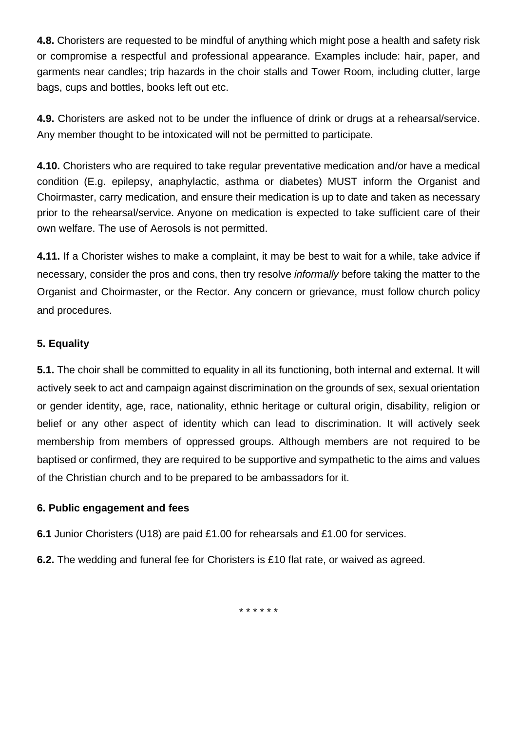**4.8.** Choristers are requested to be mindful of anything which might pose a health and safety risk or compromise a respectful and professional appearance. Examples include: hair, paper, and garments near candles; trip hazards in the choir stalls and Tower Room, including clutter, large bags, cups and bottles, books left out etc.

**4.9.** Choristers are asked not to be under the influence of drink or drugs at a rehearsal/service. Any member thought to be intoxicated will not be permitted to participate.

**4.10.** Choristers who are required to take regular preventative medication and/or have a medical condition (E.g. epilepsy, anaphylactic, asthma or diabetes) MUST inform the Organist and Choirmaster, carry medication, and ensure their medication is up to date and taken as necessary prior to the rehearsal/service. Anyone on medication is expected to take sufficient care of their own welfare. The use of Aerosols is not permitted.

**4.11.** If a Chorister wishes to make a complaint, it may be best to wait for a while, take advice if necessary, consider the pros and cons, then try resolve *informally* before taking the matter to the Organist and Choirmaster, or the Rector. Any concern or grievance, must follow church policy and procedures.

**5. Equality**

**5.1.** The choir shall be committed to equality in all its functioning, both internal and external. It will actively seek to act and campaign against discrimination on the grounds of sex, sexual orientation or gender identity, age, race, nationality, ethnic heritage or cultural origin, disability, religion or belief or any other aspect of identity which can lead to discrimination. It will actively seek membership from members of oppressed groups. Although members are not required to be baptised or confirmed, they are required to be supportive and sympathetic to the aims and values of the Christian church and to be prepared to be ambassadors for it.

**6. Public engagement and fees**

**6.1** Junior Choristers (U18) are paid £1.00 for rehearsals and £1.00 for services.

**6.2.** The wedding and funeral fee for Choristers is £10 flat rate, or waived as agreed.

\* \* \* \* \* \*